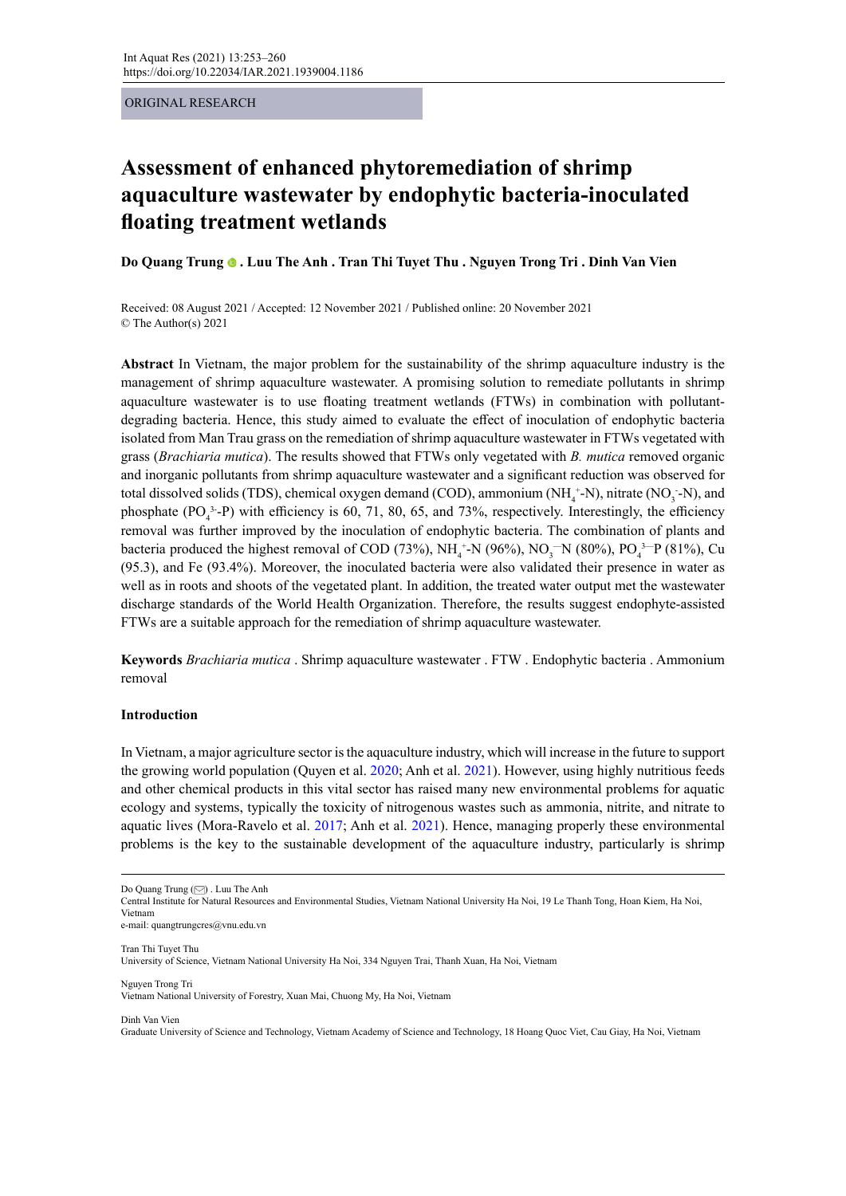ORIGINAL RESEARCH

# Assessment of enhanced phytoremediation of shrimp aquaculture wastewater by endophytic bacteria-inoculated floating treatment wetlands

**Do Quang Trung . Luu The Anh . Tran Thi Tuyet Thu . Nguyen Trong Tri . Dinh Van Vien**

Received: 08 August 2021 / Accepted: 12 November 2021 / Published online: 20 November 2021
© The Author(s) 2021

**Abstract** In Vietnam, the major problem for the sustainability of the shrimp aquaculture industry is the management of shrimp aquaculture wastewater. A promising solution to remediate pollutants in shrimp aquaculture wastewater is to use floating treatment wetlands (FTWs) in combination with pollutant-degrading bacteria. Hence, this study aimed to evaluate the effect of inoculation of endophytic bacteria isolated from Man Trau grass on the remediation of shrimp aquaculture wastewater in FTWs vegetated with grass (*Brachiaria mutica*). The results showed that FTWs only vegetated with *B. mutica* removed organic and inorganic pollutants from shrimp aquaculture wastewater and a significant reduction was observed for total dissolved solids (TDS), chemical oxygen demand (COD), ammonium ($NH_4^+$-N), nitrate ($NO_3^-$-N), and phosphate ($PO_4^{3-}$-P) with efficiency is 60, 71, 80, 65, and 73%, respectively. Interestingly, the efficiency removal was further improved by the inoculation of endophytic bacteria. The combination of plants and bacteria produced the highest removal of COD (73%), $NH_4^+$-N (96%), $NO_3^-$-N (80%), $PO_4^{3-}$-P (81%), Cu (95.3), and Fe (93.4%). Moreover, the inoculated bacteria were also validated their presence in water as well as in roots and shoots of the vegetated plant. In addition, the treated water output met the wastewater discharge standards of the World Health Organization. Therefore, the results suggest endophyte-assisted FTWs are a suitable approach for the remediation of shrimp aquaculture wastewater.

**Keywords** *Brachiaria mutica* . Shrimp aquaculture wastewater . FTW . Endophytic bacteria . Ammonium removal

## Introduction

In Vietnam, a major agriculture sector is the aquaculture industry, which will increase in the future to support the growing world population (Quyen et al. 2020; Anh et al. 2021). However, using highly nutritious feeds and other chemical products in this vital sector has raised many new environmental problems for aquatic ecology and systems, typically the toxicity of nitrogenous wastes such as ammonia, nitrite, and nitrate to aquatic lives (Mora-Ravelo et al. 2017; Anh et al. 2021). Hence, managing properly these environmental problems is the key to the sustainable development of the aquaculture industry, particularly is shrimp

---

Do Quang Trung (✉) . Luu The Anh
Central Institute for Natural Resources and Environmental Studies, Vietnam National University Ha Noi, 19 Le Thanh Tong, Hoan Kiem, Ha Noi, Vietnam
e-mail: quangtrungcres@vnu.edu.vn

Tran Thi Tuyet Thu
University of Science, Vietnam National University Ha Noi, 334 Nguyen Trai, Thanh Xuan, Ha Noi, Vietnam

Nguyen Trong Tri
Vietnam National University of Forestry, Xuan Mai, Chuong My, Ha Noi, Vietnam

Dinh Van Vien
Graduate University of Science and Technology, Vietnam Academy of Science and Technology, 18 Hoang Quoc Viet, Cau Giay, Ha Noi, Vietnam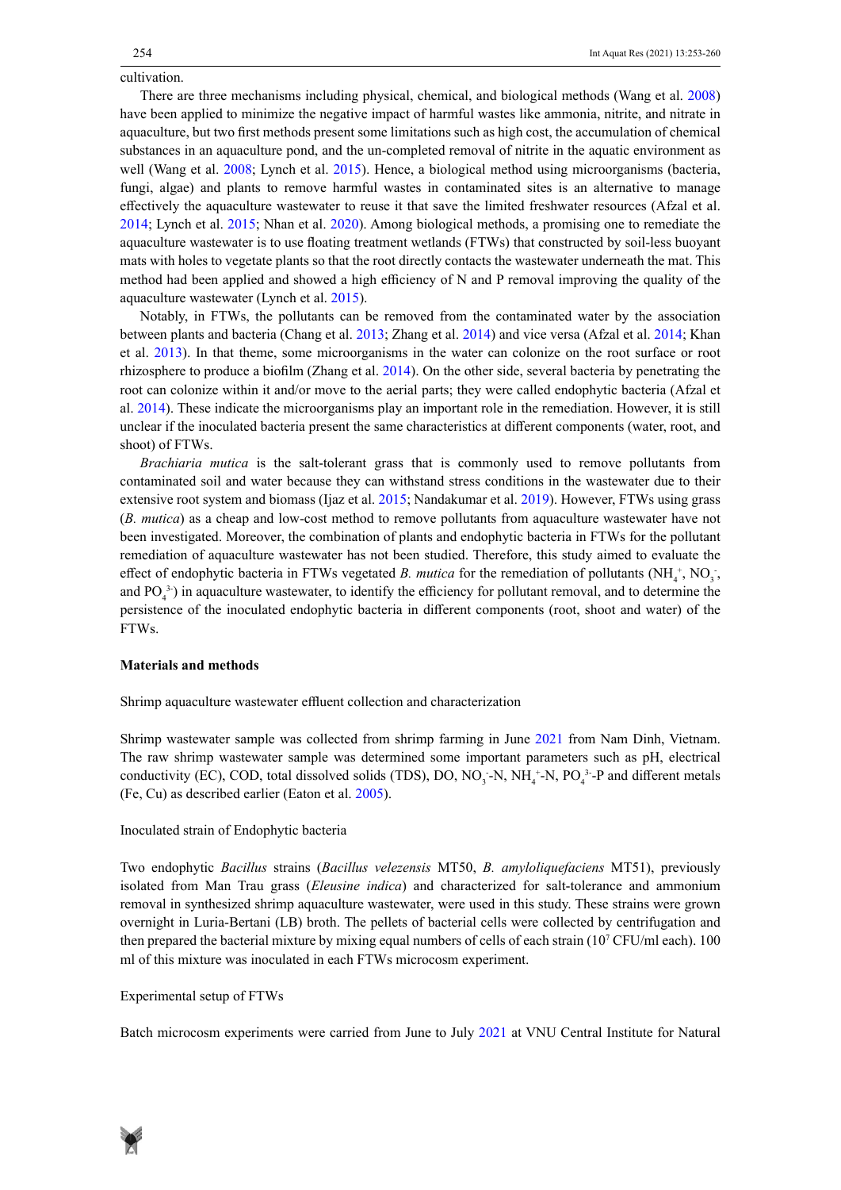cultivation.

There are three mechanisms including physical, chemical, and biological methods (Wang et al. 2008) have been applied to minimize the negative impact of harmful wastes like ammonia, nitrite, and nitrate in aquaculture, but two first methods present some limitations such as high cost, the accumulation of chemical substances in an aquaculture pond, and the un-completed removal of nitrite in the aquatic environment as well (Wang et al. 2008; Lynch et al. 2015). Hence, a biological method using microorganisms (bacteria, fungi, algae) and plants to remove harmful wastes in contaminated sites is an alternative to manage effectively the aquaculture wastewater to reuse it that save the limited freshwater resources (Afzal et al. 2014; Lynch et al. 2015; Nhan et al. 2020). Among biological methods, a promising one to remediate the aquaculture wastewater is to use floating treatment wetlands (FTWs) that constructed by soil-less buoyant mats with holes to vegetate plants so that the root directly contacts the wastewater underneath the mat. This method had been applied and showed a high efficiency of N and P removal improving the quality of the aquaculture wastewater (Lynch et al. 2015).

Notably, in FTWs, the pollutants can be removed from the contaminated water by the association between plants and bacteria (Chang et al. 2013; Zhang et al. 2014) and vice versa (Afzal et al. 2014; Khan et al. 2013). In that theme, some microorganisms in the water can colonize on the root surface or root rhizosphere to produce a biofilm (Zhang et al. 2014). On the other side, several bacteria by penetrating the root can colonize within it and/or move to the aerial parts; they were called endophytic bacteria (Afzal et al. 2014). These indicate the microorganisms play an important role in the remediation. However, it is still unclear if the inoculated bacteria present the same characteristics at different components (water, root, and shoot) of FTWs.

*Brachiaria mutica* is the salt-tolerant grass that is commonly used to remove pollutants from contaminated soil and water because they can withstand stress conditions in the wastewater due to their extensive root system and biomass (Ijaz et al. 2015; Nandakumar et al. 2019). However, FTWs using grass (*B. mutica*) as a cheap and low-cost method to remove pollutants from aquaculture wastewater have not been investigated. Moreover, the combination of plants and endophytic bacteria in FTWs for the pollutant remediation of aquaculture wastewater has not been studied. Therefore, this study aimed to evaluate the effect of endophytic bacteria in FTWs vegetated *B. mutica* for the remediation of pollutants ($NH_4^+$, $NO_3^-$, and $PO_4^{3-}$) in aquaculture wastewater, to identify the efficiency for pollutant removal, and to determine the persistence of the inoculated endophytic bacteria in different components (root, shoot and water) of the FTWs.

## Materials and methods

### Shrimp aquaculture wastewater effluent collection and characterization

Shrimp wastewater sample was collected from shrimp farming in June 2021 from Nam Dinh, Vietnam. The raw shrimp wastewater sample was determined some important parameters such as pH, electrical conductivity (EC), COD, total dissolved solids (TDS), DO, $NO_3^-$-N, $NH_4^+$-N, $PO_4^{3-}$-P and different metals (Fe, Cu) as described earlier (Eaton et al. 2005).

### Inoculated strain of Endophytic bacteria

Two endophytic *Bacillus* strains (*Bacillus velezensis* MT50, *B. amyloliquefaciens* MT51), previously isolated from Man Trau grass (*Eleusine indica*) and characterized for salt-tolerance and ammonium removal in synthesized shrimp aquaculture wastewater, were used in this study. These strains were grown overnight in Luria-Bertani (LB) broth. The pellets of bacterial cells were collected by centrifugation and then prepared the bacterial mixture by mixing equal numbers of cells of each strain ($10^7$ CFU/ml each). 100 ml of this mixture was inoculated in each FTWs microcosm experiment.

### Experimental setup of FTWs

Batch microcosm experiments were carried from June to July 2021 at VNU Central Institute for Natural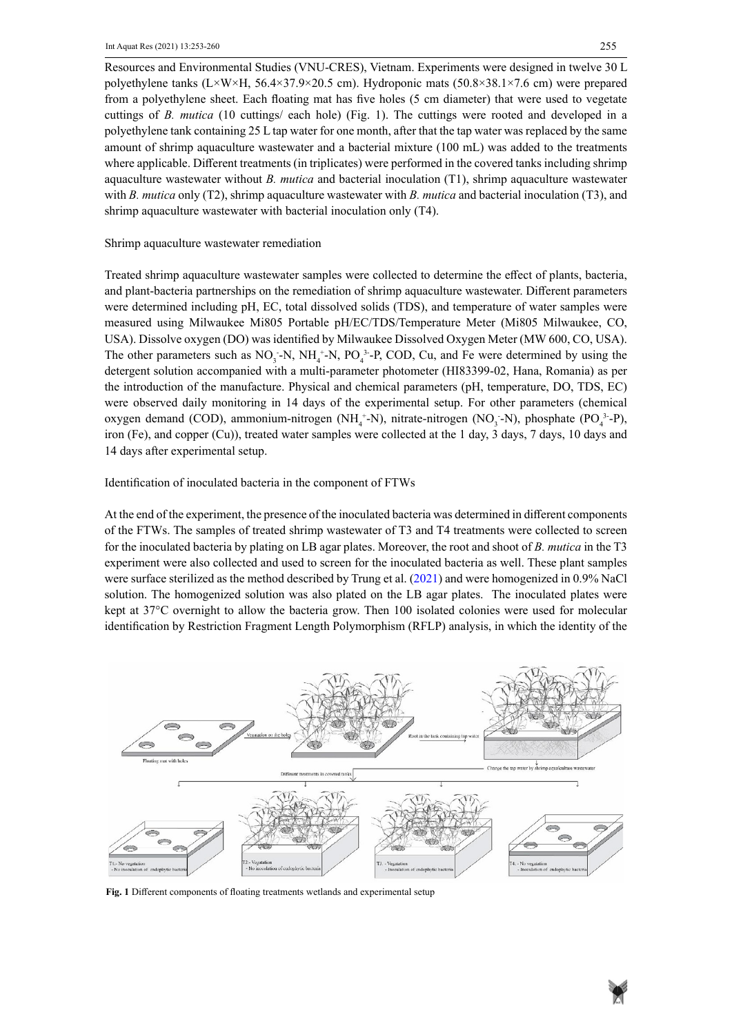Resources and Environmental Studies (VNU-CRES), Vietnam. Experiments were designed in twelve 30 L polyethylene tanks (L×W×H, 56.4×37.9×20.5 cm). Hydroponic mats (50.8×38.1×7.6 cm) were prepared from a polyethylene sheet. Each floating mat has five holes (5 cm diameter) that were used to vegetate cuttings of *B. mutica* (10 cuttings/ each hole) (Fig. 1). The cuttings were rooted and developed in a polyethylene tank containing 25 L tap water for one month, after that the tap water was replaced by the same amount of shrimp aquaculture wastewater and a bacterial mixture (100 mL) was added to the treatments where applicable. Different treatments (in triplicates) were performed in the covered tanks including shrimp aquaculture wastewater without *B. mutica* and bacterial inoculation (T1), shrimp aquaculture wastewater with *B. mutica* only (T2), shrimp aquaculture wastewater with *B. mutica* and bacterial inoculation (T3), and shrimp aquaculture wastewater with bacterial inoculation only (T4).

## Shrimp aquaculture wastewater remediation

Treated shrimp aquaculture wastewater samples were collected to determine the effect of plants, bacteria, and plant-bacteria partnerships on the remediation of shrimp aquaculture wastewater. Different parameters were determined including pH, EC, total dissolved solids (TDS), and temperature of water samples were measured using Milwaukee Mi805 Portable pH/EC/TDS/Temperature Meter (Mi805 Milwaukee, CO, USA). Dissolve oxygen (DO) was identified by Milwaukee Dissolved Oxygen Meter (MW 600, CO, USA). The other parameters such as $NO_3^-$-N, $NH_4^+$-N, $PO_4^{3-}$-P, COD, Cu, and Fe were determined by using the detergent solution accompanied with a multi-parameter photometer (HI83399-02, Hana, Romania) as per the introduction of the manufacture. Physical and chemical parameters (pH, temperature, DO, TDS, EC) were observed daily monitoring in 14 days of the experimental setup. For other parameters (chemical oxygen demand (COD), ammonium-nitrogen ($NH_4^+$-N), nitrate-nitrogen ($NO_3^-$-N), phosphate ($PO_4^{3-}$-P), iron (Fe), and copper (Cu)), treated water samples were collected at the 1 day, 3 days, 7 days, 10 days and 14 days after experimental setup.

## Identification of inoculated bacteria in the component of FTWs

At the end of the experiment, the presence of the inoculated bacteria was determined in different components of the FTWs. The samples of treated shrimp wastewater of T3 and T4 treatments were collected to screen for the inoculated bacteria by plating on LB agar plates. Moreover, the root and shoot of *B. mutica* in the T3 experiment were also collected and used to screen for the inoculated bacteria as well. These plant samples were surface sterilized as the method described by Trung et al. (2021) and were homogenized in 0.9% NaCl solution. The homogenized solution was also plated on the LB agar plates. The inoculated plates were kept at 37°C overnight to allow the bacteria grow. Then 100 isolated colonies were used for molecular identification by Restriction Fragment Length Polymorphism (RFLP) analysis, in which the identity of the

**Fig. 1** Different components of floating treatments wetlands and experimental setup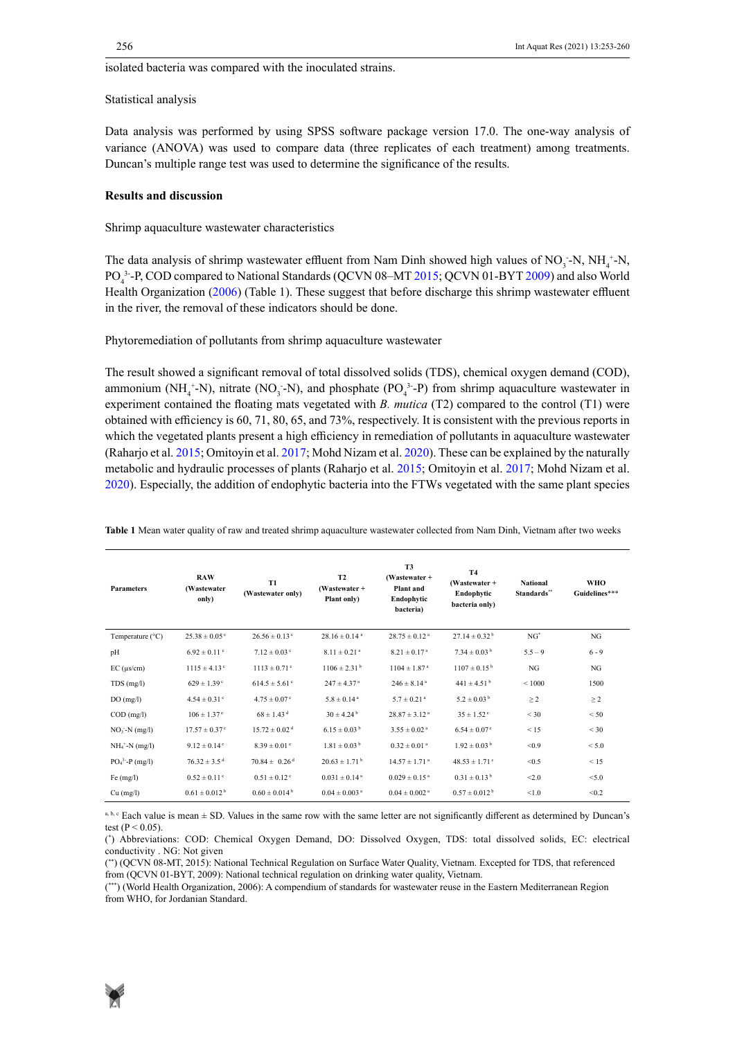isolated bacteria was compared with the inoculated strains.

Statistical analysis

Data analysis was performed by using SPSS software package version 17.0. The one-way analysis of variance (ANOVA) was used to compare data (three replicates of each treatment) among treatments. Duncan's multiple range test was used to determine the significance of the results.

## Results and discussion

Shrimp aquaculture wastewater characteristics

The data analysis of shrimp wastewater effluent from Nam Dinh showed high values of $NO_3^-$-N, $NH_4^+$-N, $PO_4^{3-}$-P, COD compared to National Standards (QCVN 08–MT 2015; QCVN 01-BYT 2009) and also World Health Organization (2006) (Table 1). These suggest that before discharge this shrimp wastewater effluent in the river, the removal of these indicators should be done.

Phytoremediation of pollutants from shrimp aquaculture wastewater

The result showed a significant removal of total dissolved solids (TDS), chemical oxygen demand (COD), ammonium ($NH_4^+$-N), nitrate ($NO_3^-$-N), and phosphate ($PO_4^{3-}$-P) from shrimp aquaculture wastewater in experiment contained the floating mats vegetated with *B. mutica* (T2) compared to the control (T1) were obtained with efficiency is 60, 71, 80, 65, and 73%, respectively. It is consistent with the previous reports in which the vegetated plants present a high efficiency in remediation of pollutants in aquaculture wastewater (Raharjo et al. 2015; Omitoyin et al. 2017; Mohd Nizam et al. 2020). These can be explained by the naturally metabolic and hydraulic processes of plants (Raharjo et al. 2015; Omitoyin et al. 2017; Mohd Nizam et al. 2020). Especially, the addition of endophytic bacteria into the FTWs vegetated with the same plant species

**Table 1** Mean water quality of raw and treated shrimp aquaculture wastewater collected from Nam Dinh, Vietnam after two weeks

| Parameters | RAW (Wastewater only) | T1 (Wastewater only) | T2 (Wastewater + Plant only) | T3 (Wastewater + Plant and Endophytic bacteria) | T4 (Wastewater + Endophytic bacteria only) | National Standards[**] | WHO Guidelines[***] |
|---|---|---|---|---|---|---|---|
| Temperature (°C) | 25.38 ± 0.05 [c] | 26.56 ± 0.13 [c] | 28.16 ± 0.14 [a] | 28.75 ± 0.12 [a] | 27.14 ± 0.32 [b] | NG[*] | NG |
| pH | 6.92 ± 0.11 [c] | 7.12 ± 0.03 [c] | 8.11 ± 0.21 [a] | 8.21 ± 0.17 [a] | 7.34 ± 0.03 [b] | 5.5 – 9 | 6 - 9 |
| EC (μs/cm) | 1115 ± 4.13 [c] | 1113 ± 0.71 [c] | 1106 ± 2.31 [b] | 1104 ± 1.87 [a] | 1107 ± 0.15 [b] | NG | NG |
| TDS (mg/l) | 629 ± 1.39 [c] | 614.5 ± 5.61 [c] | 247 ± 4.37 [a] | 246 ± 8.14 [a] | 441 ± 4.51 [b] | < 1000 | 1500 |
| DO (mg/l) | 4.54 ± 0.31 [c] | 4.75 ± 0.07 [c] | 5.8 ± 0.14 [a] | 5.7 ± 0.21 [a] | 5.2 ± 0.03 [b] | ≥ 2 | ≥ 2 |
| COD (mg/l) | 106 ± 1.37 [e] | 68 ± 1.43 [d] | 30 ± 4.24 [b] | 28.87 ± 3.12 [a] | 35 ± 1.52 [c] | < 30 | < 50 |
| $NO_3^-$-N (mg/l) | 17.57 ± 0.37 [e] | 15.72 ± 0.02 [d] | 6.15 ± 0.03 [b] | 3.55 ± 0.02 [a] | 6.54 ± 0.07 [c] | < 15 | < 30 |
| $NH_4^+$-N (mg/l) | 9.12 ± 0.14 [c] | 8.39 ± 0.01 [c] | 1.81 ± 0.03 [b] | 0.32 ± 0.01 [a] | 1.92 ± 0.03 [b] | <0.9 | < 5.0 |
| $PO_4^{3-}$-P (mg/l) | 76.32 ± 3.5 [d] | 70.84 ± 0.26 [d] | 20.63 ± 1.71 [b] | 14.57 ± 1.71 [a] | 48.53 ± 1.71 [c] | <0.5 | < 15 |
| Fe (mg/l) | 0.52 ± 0.11 [c] | 0.51 ± 0.12 [c] | 0.031 ± 0.14 [a] | 0.029 ± 0.15 [a] | 0.31 ± 0.13 [b] | <2.0 | <5.0 |
| Cu (mg/l) | 0.61 ± 0.012 [b] | 0.60 ± 0.014 [b] | 0.04 ± 0.003 [a] | 0.04 ± 0.002 [a] | 0.57 ± 0.012 [b] | <1.0 | <0.2 |

[a, b, c] Each value is mean ± SD. Values in the same row with the same letter are not significantly different as determined by Duncan's test ($P < 0.05$).

([*]) Abbreviations: COD: Chemical Oxygen Demand, DO: Dissolved Oxygen, TDS: total dissolved solids, EC: electrical conductivity . NG: Not given

([**]) (QCVN 08-MT, 2015): National Technical Regulation on Surface Water Quality, Vietnam. Excepted for TDS, that referenced from (QCVN 01-BYT, 2009): National technical regulation on drinking water quality, Vietnam.

([***]) (World Health Organization, 2006): A compendium of standards for wastewater reuse in the Eastern Mediterranean Region from WHO, for Jordanian Standard.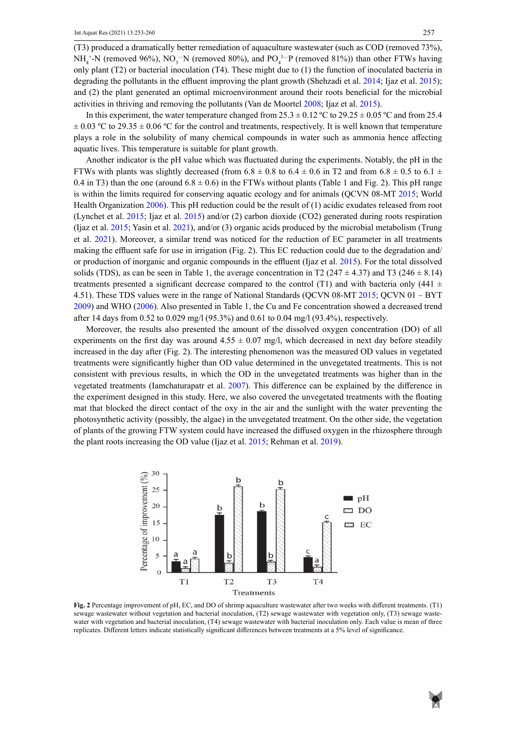(T3) produced a dramatically better remediation of aquaculture wastewater (such as COD (removed 73%), $NH_4^+$-N (removed 96%), $NO_3^-$-N (removed 80%), and $PO_4^{3-}$-P (removed 81%)) than other FTWs having only plant (T2) or bacterial inoculation (T4). These might due to (1) the function of inoculated bacteria in degrading the pollutants in the effluent improving the plant growth (Shehzadi et al. 2014; Ijaz et al. 2015); and (2) the plant generated an optimal microenvironment around their roots beneficial for the microbial activities in thriving and removing the pollutants (Van de Moortel 2008; Ijaz et al. 2015).

In this experiment, the water temperature changed from 25.3 ± 0.12 ºC to 29.25 ± 0.05 ºC and from 25.4 ± 0.03 ºC to 29.35 ± 0.06 ºC for the control and treatments, respectively. It is well known that temperature plays a role in the solubility of many chemical compounds in water such as ammonia hence affecting aquatic lives. This temperature is suitable for plant growth.

Another indicator is the pH value which was fluctuated during the experiments. Notably, the pH in the FTWs with plants was slightly decreased (from 6.8 ± 0.8 to 6.4 ± 0.6 in T2 and from 6.8 ± 0.5 to 6.1 ± 0.4 in T3) than the one (around 6.8 ± 0.6) in the FTWs without plants (Table 1 and Fig. 2). This pH range is within the limits required for conserving aquatic ecology and for animals (QCVN 08-MT 2015; World Health Organization 2006). This pH reduction could be the result of (1) acidic exudates released from root (Lynchet et al. 2015; Ijaz et al. 2015) and/or (2) carbon dioxide (CO2) generated during roots respiration (Ijaz et al. 2015; Yasin et al. 2021), and/or (3) organic acids produced by the microbial metabolism (Trung et al. 2021). Moreover, a similar trend was noticed for the reduction of EC parameter in all treatments making the effluent safe for use in irrigation (Fig. 2). This EC reduction could due to the degradation and/or production of inorganic and organic compounds in the effluent (Ijaz et al. 2015). For the total dissolved solids (TDS), as can be seen in Table 1, the average concentration in T2 (247 ± 4.37) and T3 (246 ± 8.14) treatments presented a significant decrease compared to the control (T1) and with bacteria only (441 ± 4.51). These TDS values were in the range of National Standards (QCVN 08-MT 2015; QCVN 01 – BYT 2009) and WHO (2006). Also presented in Table 1, the Cu and Fe concentration showed a decreased trend after 14 days from 0.52 to 0.029 mg/l (95.3%) and 0.61 to 0.04 mg/l (93.4%), respectively.

Moreover, the results also presented the amount of the dissolved oxygen concentration (DO) of all experiments on the first day was around 4.55 ± 0.07 mg/l, which decreased in next day before steadily increased in the day after (Fig. 2). The interesting phenomenon was the measured OD values in vegetated treatments were significantly higher than OD value determined in the unvegetated treatments. This is not consistent with previous results, in which the OD in the unvegetated treatments was higher than in the vegetated treatments (Iamchaturapatr et al. 2007). This difference can be explained by the difference in the experiment designed in this study. Here, we also covered the unvegetated treatments with the floating mat that blocked the direct contact of the oxy in the air and the sunlight with the water preventing the photosynthetic activity (possibly, the algae) in the unvegetated treatment. On the other side, the vegetation of plants of the growing FTW system could have increased the diffused oxygen in the rhizosphere through the plant roots increasing the OD value (Ijaz et al. 2015; Rehman et al. 2019).

**Fig. 2** Percentage improvement of pH, EC, and DO of shrimp aquaculture wastewater after two weeks with different treatments. (T1) sewage wastewater without vegetation and bacterial inoculation, (T2) sewage wastewater with vegetation only, (T3) sewage wastewater with vegetation and bacterial inoculation, (T4) sewage wastewater with bacterial inoculation only. Each value is mean of three replicates. Different letters indicate statistically significant differences between treatments at a 5% level of significance.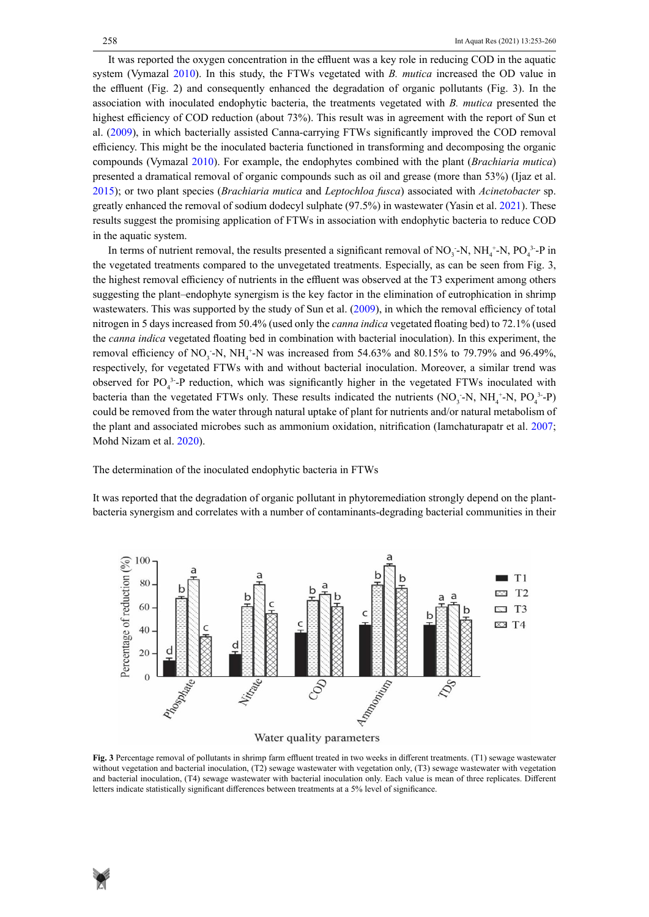It was reported the oxygen concentration in the effluent was a key role in reducing COD in the aquatic system (Vymazal 2010). In this study, the FTWs vegetated with *B. mutica* increased the OD value in the effluent (Fig. 2) and consequently enhanced the degradation of organic pollutants (Fig. 3). In the association with inoculated endophytic bacteria, the treatments vegetated with *B. mutica* presented the highest efficiency of COD reduction (about 73%). This result was in agreement with the report of Sun et al. (2009), in which bacterially assisted Canna-carrying FTWs significantly improved the COD removal efficiency. This might be the inoculated bacteria functioned in transforming and decomposing the organic compounds (Vymazal 2010). For example, the endophytes combined with the plant (*Brachiaria mutica*) presented a dramatical removal of organic compounds such as oil and grease (more than 53%) (Ijaz et al. 2015); or two plant species (*Brachiaria mutica* and *Leptochloa fusca*) associated with *Acinetobacter* sp. greatly enhanced the removal of sodium dodecyl sulphate (97.5%) in wastewater (Yasin et al. 2021). These results suggest the promising application of FTWs in association with endophytic bacteria to reduce COD in the aquatic system.

In terms of nutrient removal, the results presented a significant removal of $NO_3^-$-N, $NH_4^+$-N, $PO_4^{3-}$-P in the vegetated treatments compared to the unvegetated treatments. Especially, as can be seen from Fig. 3, the highest removal efficiency of nutrients in the effluent was observed at the T3 experiment among others suggesting the plant–endophyte synergism is the key factor in the elimination of eutrophication in shrimp wastewaters. This was supported by the study of Sun et al. (2009), in which the removal efficiency of total nitrogen in 5 days increased from 50.4% (used only the *canna indica* vegetated floating bed) to 72.1% (used the *canna indica* vegetated floating bed in combination with bacterial inoculation). In this experiment, the removal efficiency of $NO_3^-$-N, $NH_4^+$-N was increased from 54.63% and 80.15% to 79.79% and 96.49%, respectively, for vegetated FTWs with and without bacterial inoculation. Moreover, a similar trend was observed for $PO_4^{3-}$-P reduction, which was significantly higher in the vegetated FTWs inoculated with bacteria than the vegetated FTWs only. These results indicated the nutrients ($NO_3^-$-N, $NH_4^+$-N, $PO_4^{3-}$-P) could be removed from the water through natural uptake of plant for nutrients and/or natural metabolism of the plant and associated microbes such as ammonium oxidation, nitrification (Iamchaturapatr et al. 2007; Mohd Nizam et al. 2020).

### The determination of the inoculated endophytic bacteria in FTWs

It was reported that the degradation of organic pollutant in phytoremediation strongly depend on the plant-bacteria synergism and correlates with a number of contaminants-degrading bacterial communities in their

**Fig. 3** Percentage removal of pollutants in shrimp farm effluent treated in two weeks in different treatments. (T1) sewage wastewater without vegetation and bacterial inoculation, (T2) sewage wastewater with vegetation only, (T3) sewage wastewater with vegetation and bacterial inoculation, (T4) sewage wastewater with bacterial inoculation only. Each value is mean of three replicates. Different letters indicate statistically significant differences between treatments at a 5% level of significance.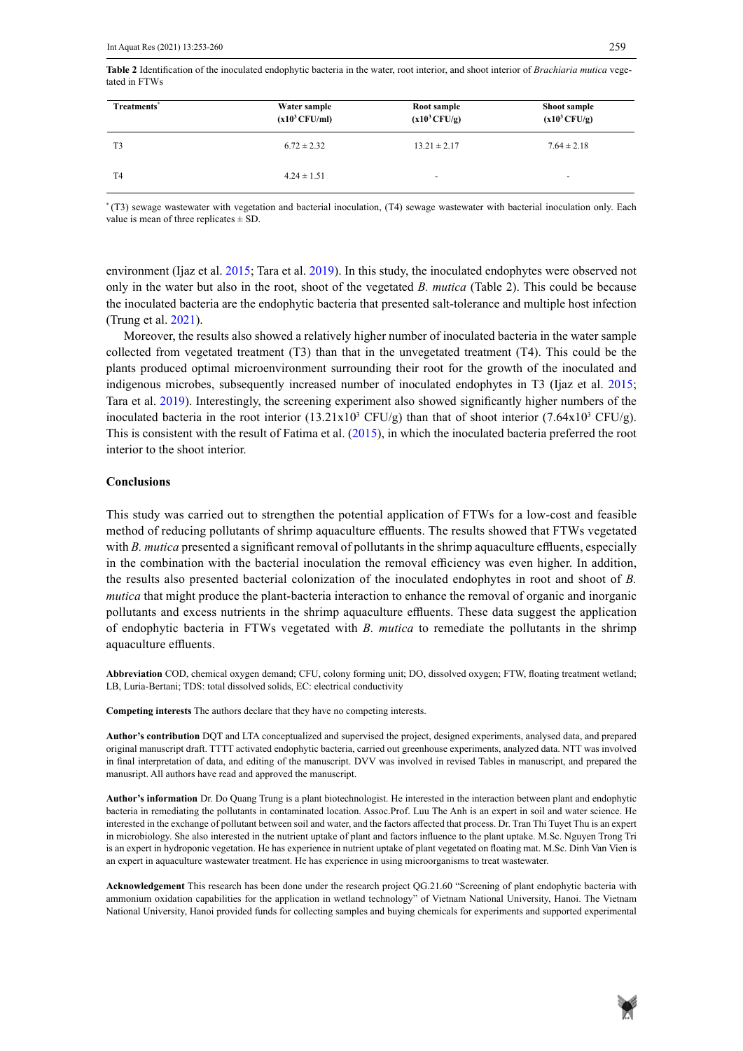**Table 2** Identification of the inoculated endophytic bacteria in the water, root interior, and shoot interior of *Brachiaria mutica* vegetated in FTWs

| Treatments* | Water sample ($x10^3$ CFU/ml) | Root sample ($x10^3$ CFU/g) | Shoot sample ($x10^3$ CFU/g) |
|---|---|---|---|
| T3 | 6.72 ± 2.32 | 13.21 ± 2.17 | 7.64 ± 2.18 |
| T4 | 4.24 ± 1.51 | - | - |

* (T3) sewage wastewater with vegetation and bacterial inoculation, (T4) sewage wastewater with bacterial inoculation only. Each value is mean of three replicates ± SD.

environment (Ijaz et al. 2015; Tara et al. 2019). In this study, the inoculated endophytes were observed not only in the water but also in the root, shoot of the vegetated *B. mutica* (Table 2). This could be because the inoculated bacteria are the endophytic bacteria that presented salt-tolerance and multiple host infection (Trung et al. 2021).

Moreover, the results also showed a relatively higher number of inoculated bacteria in the water sample collected from vegetated treatment (T3) than that in the unvegetated treatment (T4). This could be the plants produced optimal microenvironment surrounding their root for the growth of the inoculated and indigenous microbes, subsequently increased number of inoculated endophytes in T3 (Ijaz et al. 2015; Tara et al. 2019). Interestingly, the screening experiment also showed significantly higher numbers of the inoculated bacteria in the root interior ($13.21x10^3$ CFU/g) than that of shoot interior ($7.64x10^3$ CFU/g). This is consistent with the result of Fatima et al. (2015), in which the inoculated bacteria preferred the root interior to the shoot interior.

## Conclusions

This study was carried out to strengthen the potential application of FTWs for a low-cost and feasible method of reducing pollutants of shrimp aquaculture effluents. The results showed that FTWs vegetated with *B. mutica* presented a significant removal of pollutants in the shrimp aquaculture effluents, especially in the combination with the bacterial inoculation the removal efficiency was even higher. In addition, the results also presented bacterial colonization of the inoculated endophytes in root and shoot of *B. mutica* that might produce the plant-bacteria interaction to enhance the removal of organic and inorganic pollutants and excess nutrients in the shrimp aquaculture effluents. These data suggest the application of endophytic bacteria in FTWs vegetated with *B. mutica* to remediate the pollutants in the shrimp aquaculture effluents.

**Abbreviation** COD, chemical oxygen demand; CFU, colony forming unit; DO, dissolved oxygen; FTW, floating treatment wetland; LB, Luria-Bertani; TDS: total dissolved solids, EC: electrical conductivity

**Competing interests** The authors declare that they have no competing interests.

**Author's contribution** DQT and LTA conceptualized and supervised the project, designed experiments, analysed data, and prepared original manuscript draft. TTTT activated endophytic bacteria, carried out greenhouse experiments, analyzed data. NTT was involved in final interpretation of data, and editing of the manuscript. DVV was involved in revised Tables in manuscript, and prepared the manusript. All authors have read and approved the manuscript.

**Author's information** Dr. Do Quang Trung is a plant biotechnologist. He interested in the interaction between plant and endophytic bacteria in remediating the pollutants in contaminated location. Assoc.Prof. Luu The Anh is an expert in soil and water science. He interested in the exchange of pollutant between soil and water, and the factors affected that process. Dr. Tran Thi Tuyet Thu is an expert in microbiology. She also interested in the nutrient uptake of plant and factors influence to the plant uptake. M.Sc. Nguyen Trong Tri is an expert in hydroponic vegetation. He has experience in nutrient uptake of plant vegetated on floating mat. M.Sc. Dinh Van Vien is an expert in aquaculture wastewater treatment. He has experience in using microorganisms to treat wastewater.

**Acknowledgement** This research has been done under the research project QG.21.60 "Screening of plant endophytic bacteria with ammonium oxidation capabilities for the application in wetland technology" of Vietnam National University, Hanoi. The Vietnam National University, Hanoi provided funds for collecting samples and buying chemicals for experiments and supported experimental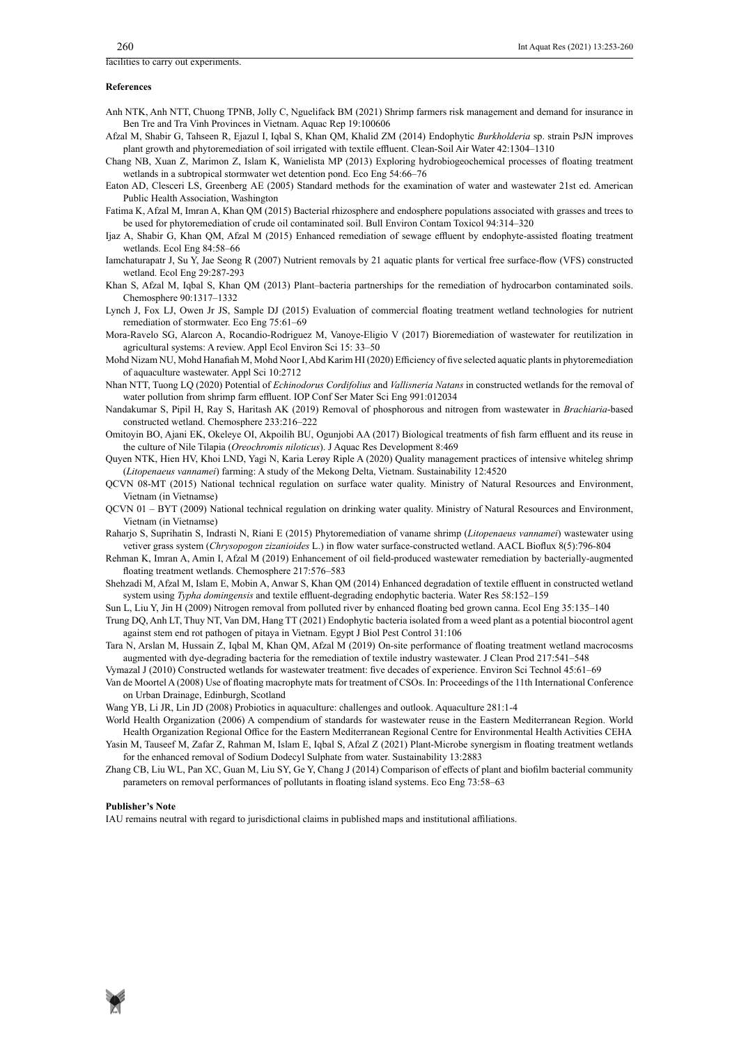facilities to carry out experiments.

#### References

Anh NTK, Anh NTT, Chuong TPNB, Jolly C, Nguelifack BM (2021) Shrimp farmers risk management and demand for insurance in Ben Tre and Tra Vinh Provinces in Vietnam. Aquac Rep 19:100606

Afzal M, Shabir G, Tahseen R, Ejazul I, Iqbal S, Khan QM, Khalid ZM (2014) Endophytic *Burkholderia* sp. strain PsJN improves plant growth and phytoremediation of soil irrigated with textile effluent. Clean-Soil Air Water 42:1304–1310

Chang NB, Xuan Z, Marimon Z, Islam K, Wanielista MP (2013) Exploring hydrobiogeochemical processes of floating treatment wetlands in a subtropical stormwater wet detention pond. Eco Eng 54:66–76

Eaton AD, Clesceri LS, Greenberg AE (2005) Standard methods for the examination of water and wastewater 21st ed. American Public Health Association, Washington

Fatima K, Afzal M, Imran A, Khan QM (2015) Bacterial rhizosphere and endosphere populations associated with grasses and trees to be used for phytoremediation of crude oil contaminated soil. Bull Environ Contam Toxicol 94:314–320

Ijaz A, Shabir G, Khan QM, Afzal M (2015) Enhanced remediation of sewage effluent by endophyte-assisted floating treatment wetlands. Ecol Eng 84:58–66

Iamchaturapatr J, Su Y, Jae Seong R (2007) Nutrient removals by 21 aquatic plants for vertical free surface-flow (VFS) constructed wetland. Ecol Eng 29:287-293

Khan S, Afzal M, Iqbal S, Khan QM (2013) Plant–bacteria partnerships for the remediation of hydrocarbon contaminated soils. Chemosphere 90:1317–1332

Lynch J, Fox LJ, Owen Jr JS, Sample DJ (2015) Evaluation of commercial floating treatment wetland technologies for nutrient remediation of stormwater. Eco Eng 75:61–69

Mora-Ravelo SG, Alarcon A, Rocandio-Rodriguez M, Vanoye-Eligio V (2017) Bioremediation of wastewater for reutilization in agricultural systems: A review. Appl Ecol Environ Sci 15: 33–50

Mohd Nizam NU, Mohd Hanafiah M, Mohd Noor I, Abd Karim HI (2020) Efficiency of five selected aquatic plants in phytoremediation of aquaculture wastewater. Appl Sci 10:2712

Nhan NTT, Tuong LQ (2020) Potential of *Echinodorus Cordifolius* and *Vallisneria Natans* in constructed wetlands for the removal of water pollution from shrimp farm effluent. IOP Conf Ser Mater Sci Eng 991:012034

Nandakumar S, Pipil H, Ray S, Haritash AK (2019) Removal of phosphorous and nitrogen from wastewater in *Brachiaria*-based constructed wetland. Chemosphere 233:216–222

Omitoyin BO, Ajani EK, Okeleye OI, Akpoilih BU, Ogunjobi AA (2017) Biological treatments of fish farm effluent and its reuse in the culture of Nile Tilapia (*Oreochromis niloticus*). J Aquac Res Development 8:469

Quyen NTK, Hien HV, Khoi LND, Yagi N, Karia Lerøy Riple A (2020) Quality management practices of intensive whiteleg shrimp (*Litopenaeus vannamei*) farming: A study of the Mekong Delta, Vietnam. Sustainability 12:4520

QCVN 08-MT (2015) National technical regulation on surface water quality. Ministry of Natural Resources and Environment, Vietnam (in Vietnamse)

QCVN 01 – BYT (2009) National technical regulation on drinking water quality. Ministry of Natural Resources and Environment, Vietnam (in Vietnamse)

Raharjo S, Suprihatin S, Indrasti N, Riani E (2015) Phytoremediation of vaname shrimp (*Litopenaeus vannamei*) wastewater using vetiver grass system (*Chrysopogon zizanioides* L.) in flow water surface-constructed wetland. AACL Bioflux 8(5):796-804

Rehman K, Imran A, Amin I, Afzal M (2019) Enhancement of oil field-produced wastewater remediation by bacterially-augmented floating treatment wetlands. Chemosphere 217:576–583

Shehzadi M, Afzal M, Islam E, Mobin A, Anwar S, Khan QM (2014) Enhanced degradation of textile effluent in constructed wetland system using *Typha domingensis* and textile effluent-degrading endophytic bacteria. Water Res 58:152–159

Sun L, Liu Y, Jin H (2009) Nitrogen removal from polluted river by enhanced floating bed grown canna. Ecol Eng 35:135–140

Trung DQ, Anh LT, Thuy NT, Van DM, Hang TT (2021) Endophytic bacteria isolated from a weed plant as a potential biocontrol agent against stem end rot pathogen of pitaya in Vietnam. Egypt J Biol Pest Control 31:106

Tara N, Arslan M, Hussain Z, Iqbal M, Khan QM, Afzal M (2019) On-site performance of floating treatment wetland macrocosms augmented with dye-degrading bacteria for the remediation of textile industry wastewater. J Clean Prod 217:541–548

Vymazal J (2010) Constructed wetlands for wastewater treatment: five decades of experience. Environ Sci Technol 45:61–69

Van de Moortel A (2008) Use of floating macrophyte mats for treatment of CSOs. In: Proceedings of the 11th International Conference on Urban Drainage, Edinburgh, Scotland

Wang YB, Li JR, Lin JD (2008) Probiotics in aquaculture: challenges and outlook. Aquaculture 281:1-4

World Health Organization (2006) A compendium of standards for wastewater reuse in the Eastern Mediterranean Region. World Health Organization Regional Office for the Eastern Mediterranean Regional Centre for Environmental Health Activities CEHA

Yasin M, Tauseef M, Zafar Z, Rahman M, Islam E, Iqbal S, Afzal Z (2021) Plant-Microbe synergism in floating treatment wetlands for the enhanced removal of Sodium Dodecyl Sulphate from water. Sustainability 13:2883

Zhang CB, Liu WL, Pan XC, Guan M, Liu SY, Ge Y, Chang J (2014) Comparison of effects of plant and biofilm bacterial community parameters on removal performances of pollutants in floating island systems. Eco Eng 73:58–63

#### Publisher's Note

IAU remains neutral with regard to jurisdictional claims in published maps and institutional affiliations.